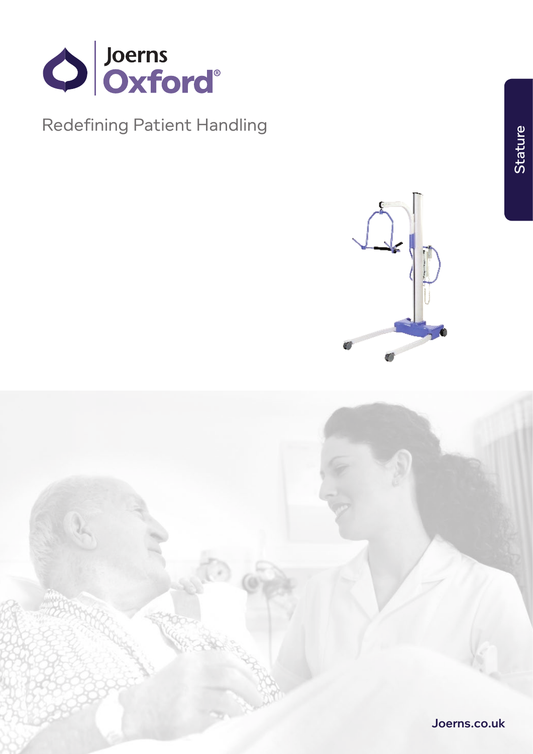Joerns Oxford®

Redefining Patient Handling

Stature

Joerns.co.uk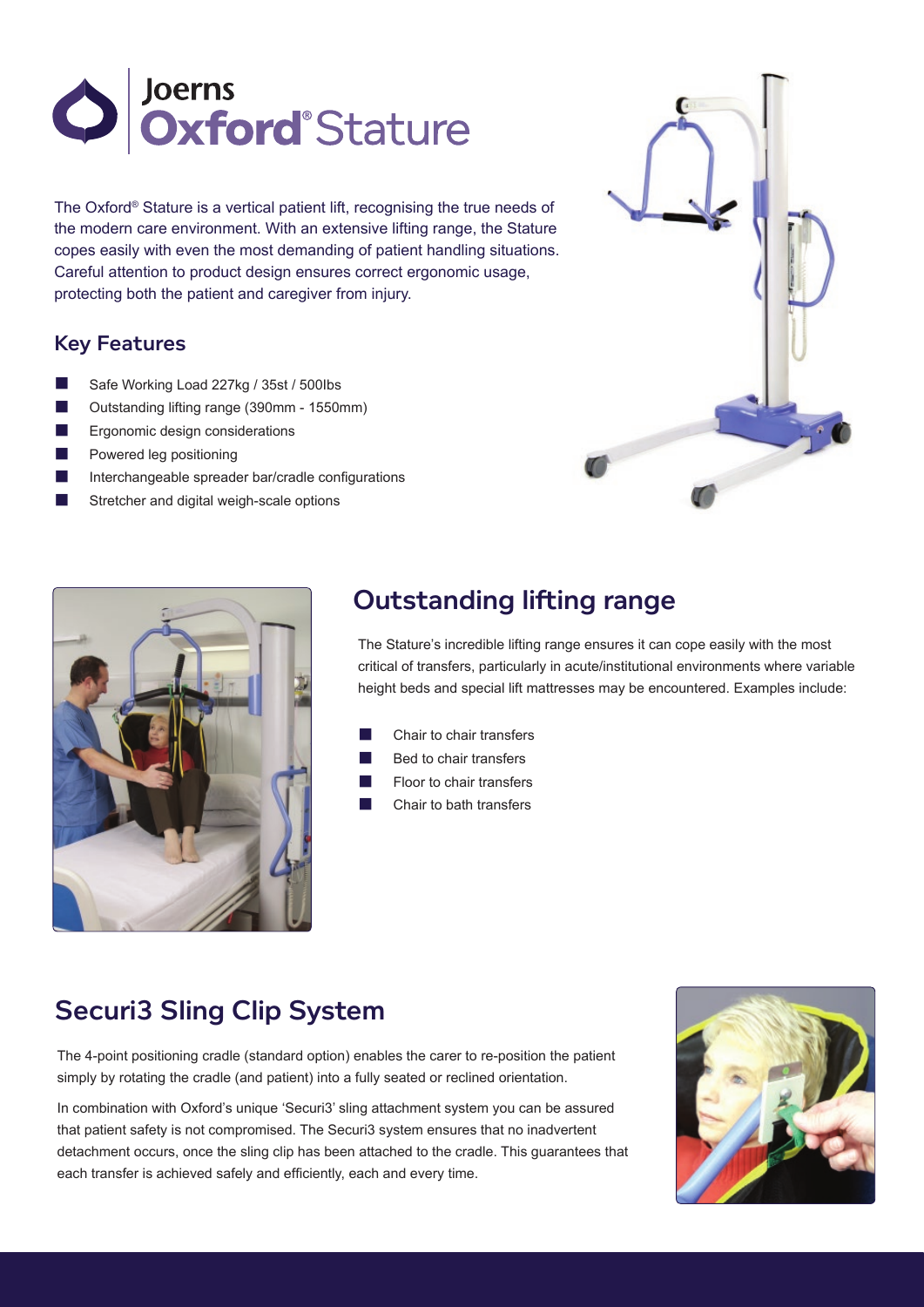# Joerns Oxford® Stature

The Oxford® Stature is a vertical patient lift, recognising the true needs of the modern care environment. With an extensive lifting range, the Stature copes easily with even the most demanding of patient handling situations. Careful attention to product design ensures correct ergonomic usage, protecting both the patient and caregiver from injury.

## Key Features

- Safe Working Load 227kg / 35st / 500lbs
- Outstanding lifting range (390mm - 1550mm)
- Ergonomic design considerations
- Powered leg positioning
- Interchangeable spreader bar/cradle configurations
- Stretcher and digital weigh-scale options

## Outstanding lifting range

The Stature's incredible lifting range ensures it can cope easily with the most critical of transfers, particularly in acute/institutional environments where variable height beds and special lift mattresses may be encountered. Examples include:

- Chair to chair transfers
- Bed to chair transfers
- Floor to chair transfers
- Chair to bath transfers

## Securi3 Sling Clip System

The 4-point positioning cradle (standard option) enables the carer to re-position the patient simply by rotating the cradle (and patient) into a fully seated or reclined orientation.

In combination with Oxford's unique 'Securi3' sling attachment system you can be assured that patient safety is not compromised. The Securi3 system ensures that no inadvertent detachment occurs, once the sling clip has been attached to the cradle. This guarantees that each transfer is achieved safely and efficiently, each and every time.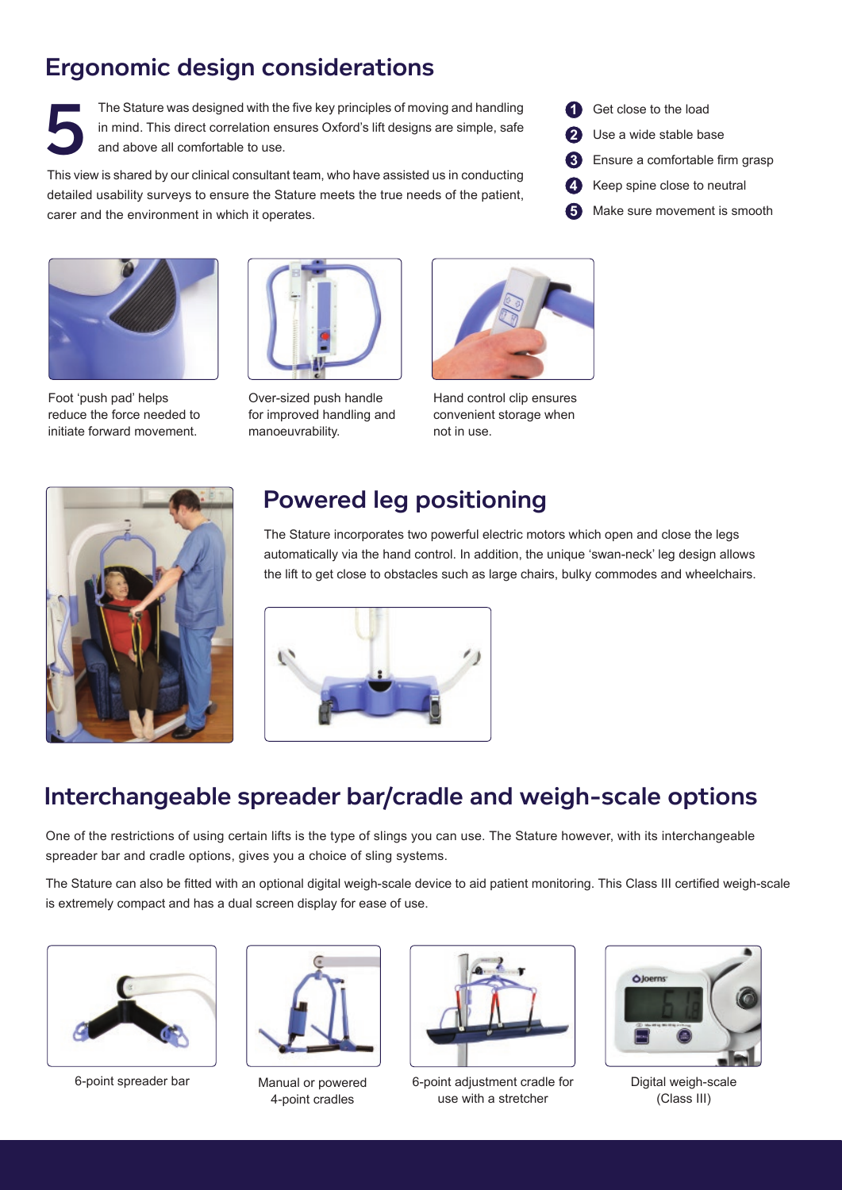## Ergonomic design considerations

**5** The Stature was designed with the five key principles of moving and handling in mind. This direct correlation ensures Oxford's lift designs are simple, safe and above all comfortable to use.

This view is shared by our clinical consultant team, who have assisted us in conducting detailed usability surveys to ensure the Stature meets the true needs of the patient, carer and the environment in which it operates.

1. Get close to the load
2. Use a wide stable base
3. Ensure a comfortable firm grasp
4. Keep spine close to neutral
5. Make sure movement is smooth

Foot 'push pad' helps reduce the force needed to initiate forward movement.

Over-sized push handle for improved handling and manoeuvrability.

Hand control clip ensures convenient storage when not in use.

## Powered leg positioning

The Stature incorporates two powerful electric motors which open and close the legs automatically via the hand control. In addition, the unique 'swan-neck' leg design allows the lift to get close to obstacles such as large chairs, bulky commodes and wheelchairs.

## Interchangeable spreader bar/cradle and weigh-scale options

One of the restrictions of using certain lifts is the type of slings you can use. The Stature however, with its interchangeable spreader bar and cradle options, gives you a choice of sling systems.

The Stature can also be fitted with an optional digital weigh-scale device to aid patient monitoring. This Class III certified weigh-scale is extremely compact and has a dual screen display for ease of use.

6-point spreader bar

Manual or powered 4-point cradles

6-point adjustment cradle for use with a stretcher

Digital weigh-scale (Class III)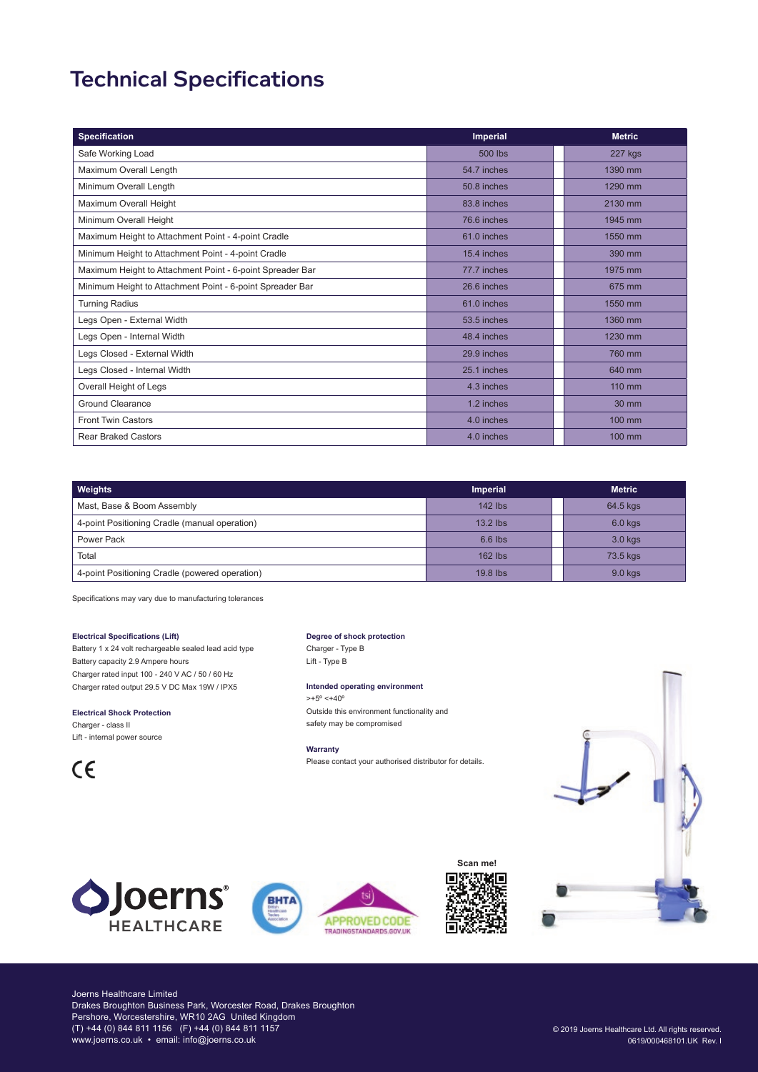# Technical Specifications

| Specification | Imperial | Metric |
|---|---|---|
| Safe Working Load | 500 lbs | 227 kgs |
| Maximum Overall Length | 54.7 inches | 1390 mm |
| Minimum Overall Length | 50.8 inches | 1290 mm |
| Maximum Overall Height | 83.8 inches | 2130 mm |
| Minimum Overall Height | 76.6 inches | 1945 mm |
| Maximum Height to Attachment Point - 4-point Cradle | 61.0 inches | 1550 mm |
| Minimum Height to Attachment Point - 4-point Cradle | 15.4 inches | 390 mm |
| Maximum Height to Attachment Point - 6-point Spreader Bar | 77.7 inches | 1975 mm |
| Minimum Height to Attachment Point - 6-point Spreader Bar | 26.6 inches | 675 mm |
| Turning Radius | 61.0 inches | 1550 mm |
| Legs Open - External Width | 53.5 inches | 1360 mm |
| Legs Open - Internal Width | 48.4 inches | 1230 mm |
| Legs Closed - External Width | 29.9 inches | 760 mm |
| Legs Closed - Internal Width | 25.1 inches | 640 mm |
| Overall Height of Legs | 4.3 inches | 110 mm |
| Ground Clearance | 1.2 inches | 30 mm |
| Front Twin Castors | 4.0 inches | 100 mm |
| Rear Braked Castors | 4.0 inches | 100 mm |

| Weights | Imperial | Metric |
|---|---|---|
| Mast, Base & Boom Assembly | 142 lbs | 64.5 kgs |
| 4-point Positioning Cradle (manual operation) | 13.2 lbs | 6.0 kgs |
| Power Pack | 6.6 lbs | 3.0 kgs |
| Total | 162 lbs | 73.5 kgs |
| 4-point Positioning Cradle (powered operation) | 19.8 lbs | 9.0 kgs |

Specifications may vary due to manufacturing tolerances

**Electrical Specifications (Lift)**

Battery 1 x 24 volt rechargeable sealed lead acid type
Battery capacity 2.9 Ampere hours
Charger rated input 100 - 240 V AC / 50 / 60 Hz
Charger rated output 29.5 V DC Max 19W / IPX5

**Electrical Shock Protection**

Charger - class II
Lift - internal power source

CE

**Degree of shock protection**

Charger - Type B
Lift - Type B

**Intended operating environment**

>+5º <+40º
Outside this environment functionality and safety may be compromised

**Warranty**

Please contact your authorised distributor for details.

Joerns HEALTHCARE

Scan me!

Joerns Healthcare Limited
Drakes Broughton Business Park, Worcester Road, Drakes Broughton
Pershore, Worcestershire, WR10 2AG United Kingdom
(T) +44 (0) 844 811 1156 (F) +44 (0) 844 811 1157
www.joerns.co.uk • email: info@joerns.co.uk

© 2019 Joerns Healthcare Ltd. All rights reserved.
0619/000468101.UK Rev. I